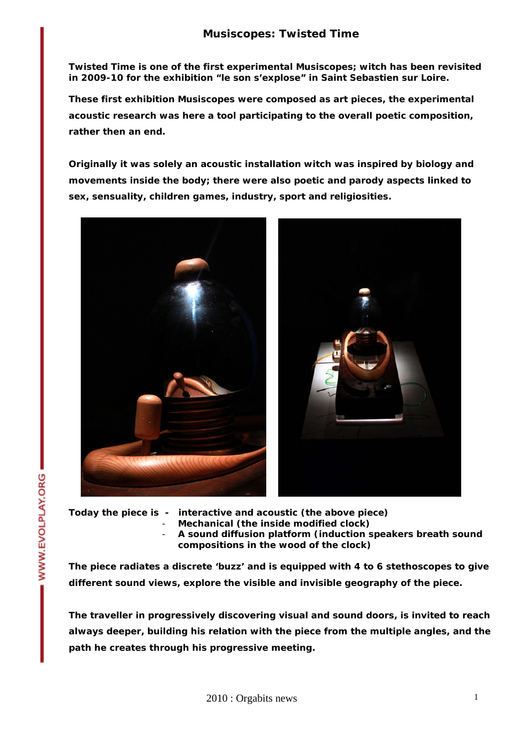# Musiscopes: Twisted Time

**Twisted Time is one of the first experimental Musiscopes; witch has been revisited in 2009-10 for the exhibition “le son s’explose” in Saint Sebastien sur Loire.**

**These first exhibition Musiscopes were composed as art pieces, the experimental acoustic research was here a tool participating to the overall poetic composition, rather then an end.**

**Originally it was solely an acoustic installation witch was inspired by biology and movements inside the body; there were also poetic and parody aspects linked to sex, sensuality, children games, industry, sport and religiosities.**

**Today the piece is**

- **interactive and acoustic (the above piece)**
- **Mechanical (the inside modified clock)**
- **A sound diffusion platform (induction speakers breath sound compositions in the wood of the clock)**

**The piece radiates a discrete ‘buzz’ and is equipped with 4 to 6 stethoscopes to give different sound views, explore the visible and invisible geography of the piece.**

**The traveller in progressively discovering visual and sound doors, is invited to reach always deeper, building his relation with the piece from the multiple angles, and the path he creates through his progressive meeting.**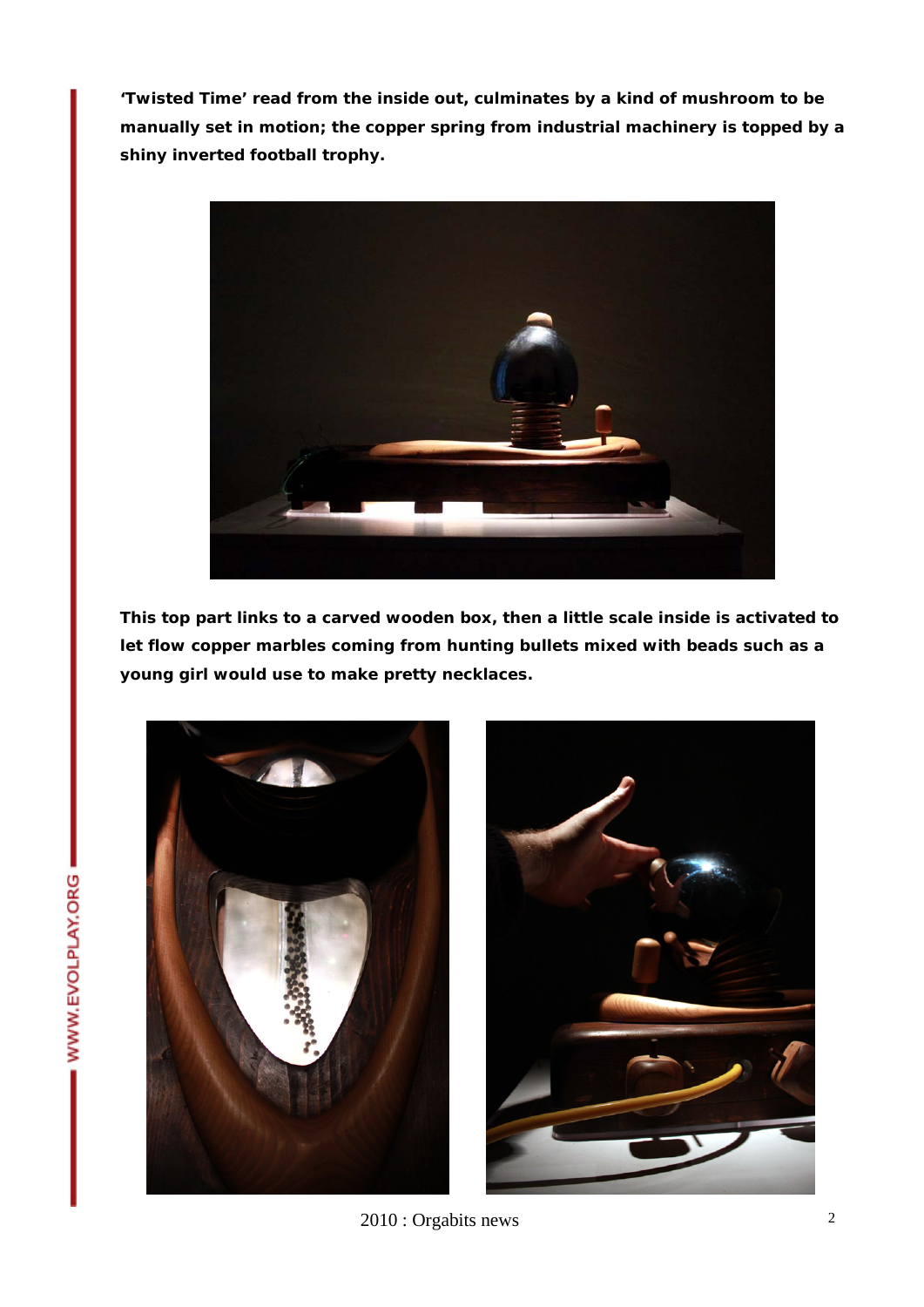**'Twisted Time' read from the inside out, culminates by a kind of mushroom to be manually set in motion; the copper spring from industrial machinery is topped by a shiny inverted football trophy.**

**This top part links to a carved wooden box, then a little scale inside is activated to let flow copper marbles coming from hunting bullets mixed with beads such as a young girl would use to make pretty necklaces.**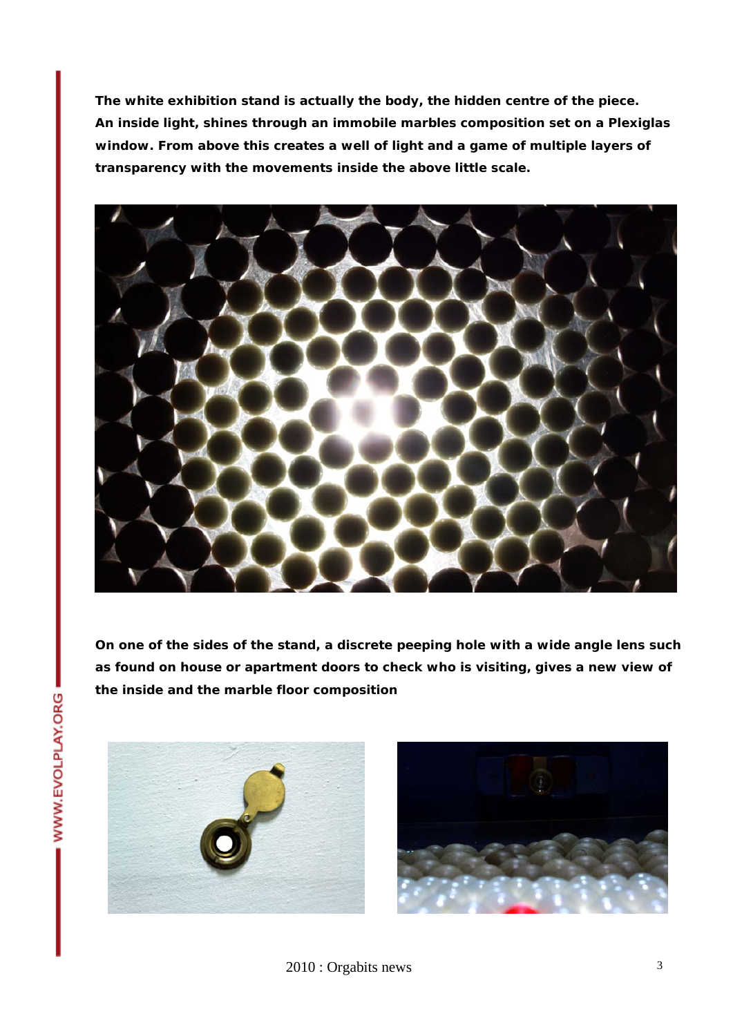**The white exhibition stand is actually the body, the hidden centre of the piece. An inside light, shines through an immobile marbles composition set on a Plexiglas window. From above this creates a well of light and a game of multiple layers of transparency with the movements inside the above little scale.**

**On one of the sides of the stand, a discrete peeping hole with a wide angle lens such as found on house or apartment doors to check who is visiting, gives a new view of the inside and the marble floor composition**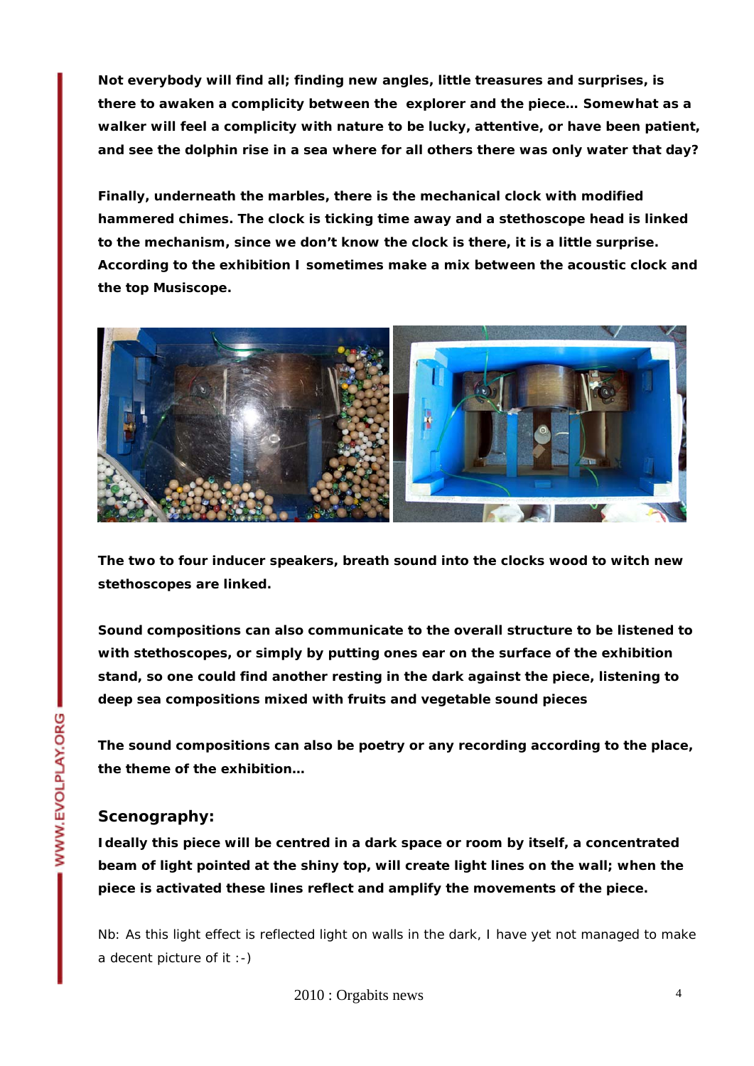**Not everybody will find all; finding new angles, little treasures and surprises, is there to awaken a complicity between the explorer and the piece… Somewhat as a walker will feel a complicity with nature to be lucky, attentive, or have been patient, and see the dolphin rise in a sea where for all others there was only water that day?**

**Finally, underneath the marbles, there is the mechanical clock with modified hammered chimes. The clock is ticking time away and a stethoscope head is linked to the mechanism, since we don't know the clock is there, it is a little surprise. According to the exhibition I sometimes make a mix between the acoustic clock and the top Musiscope.**

**The two to four inducer speakers, breath sound into the clocks wood to witch new stethoscopes are linked.**

**Sound compositions can also communicate to the overall structure to be listened to with stethoscopes, or simply by putting ones ear on the surface of the exhibition stand, so one could find another resting in the dark against the piece, listening to deep sea compositions mixed with fruits and vegetable sound pieces**

**The sound compositions can also be poetry or any recording according to the place, the theme of the exhibition…**

## Scenography:

**Ideally this piece will be centred in a dark space or room by itself, a concentrated beam of light pointed at the shiny top, will create light lines on the wall; when the piece is activated these lines reflect and amplify the movements of the piece.**

Nb: As this light effect is reflected light on walls in the dark, I have yet not managed to make a decent picture of it :-)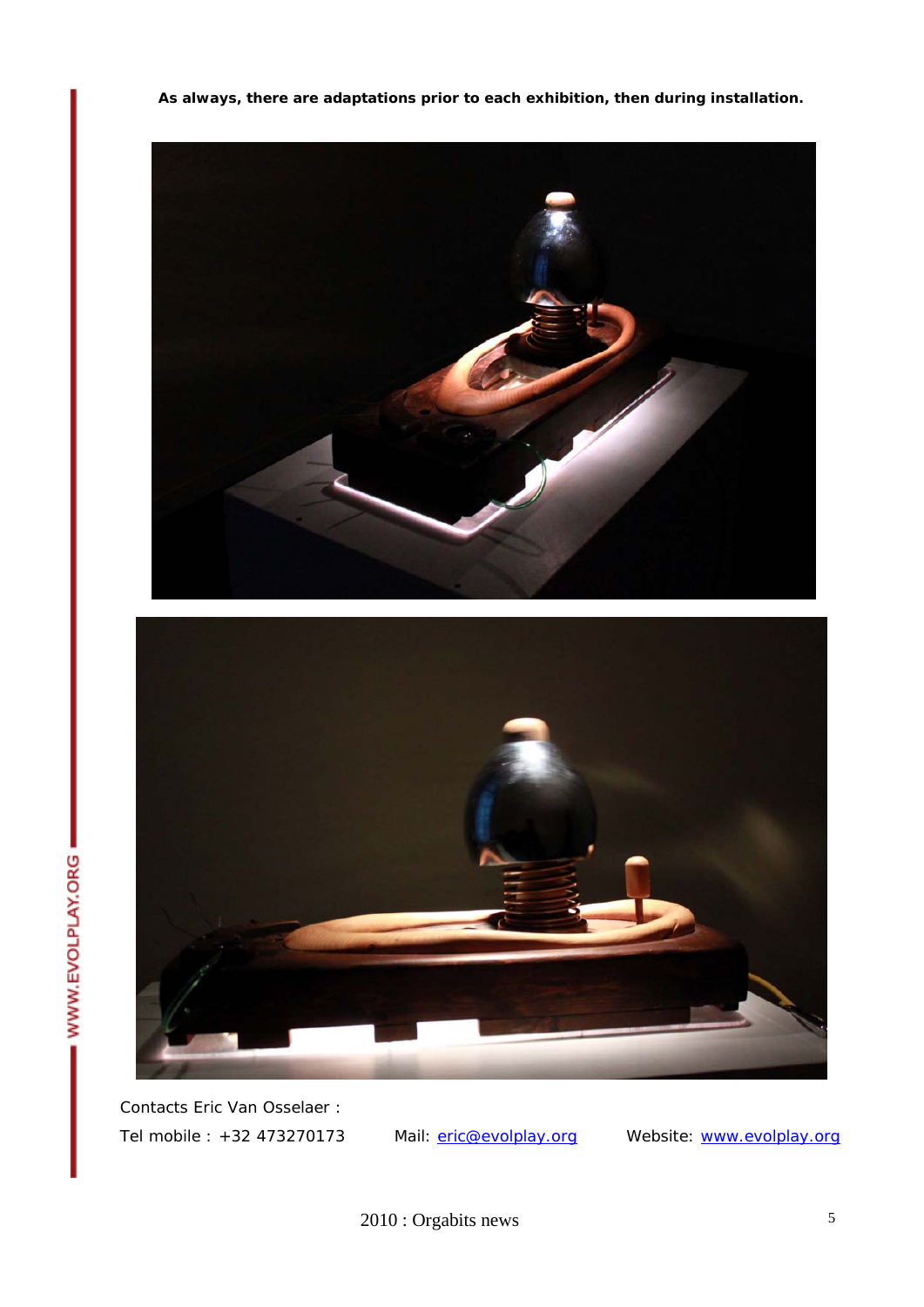**As always, there are adaptations prior to each exhibition, then during installation.**

Contacts Eric Van Osselaer :

Tel mobile : +32 473270173 Mail: eric@evolplay.org Website: www.evolplay.org